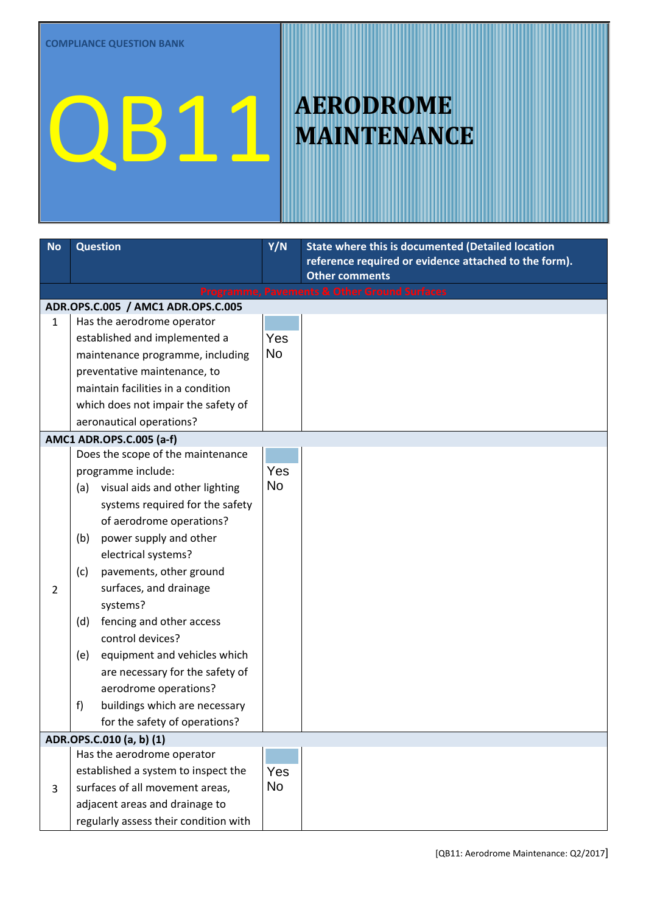COMPLIANCE QUESTION BANK

# QB11

# AERODROME MAINTENANCE

| No | Question | Y/N | State where this is documented (Detailed location reference required or evidence attached to the form). Other comments |
|---|---|---|---|
| | **Programme, Pavements & Other Ground Surfaces** | | |
| | **ADR.OPS.C.005 / AMC1 ADR.OPS.C.005** | | |
| 1 | Has the aerodrome operator established and implemented a maintenance programme, including preventative maintenance, to maintain facilities in a condition which does not impair the safety of aeronautical operations? | Yes No | |
| | **AMC1 ADR.OPS.C.005 (a-f)** | | |
| 2 | Does the scope of the maintenance programme include:<br>(a) visual aids and other lighting systems required for the safety of aerodrome operations?<br>(b) power supply and other electrical systems?<br>(c) pavements, other ground surfaces, and drainage systems?<br>(d) fencing and other access control devices?<br>(e) equipment and vehicles which are necessary for the safety of aerodrome operations?<br>f) buildings which are necessary for the safety of operations? | Yes No | |
| | **ADR.OPS.C.010 (a, b) (1)** | | |
| 3 | Has the aerodrome operator established a system to inspect the surfaces of all movement areas, adjacent areas and drainage to regularly assess their condition with | Yes No | |

[QB11: Aerodrome Maintenance: Q2/2017]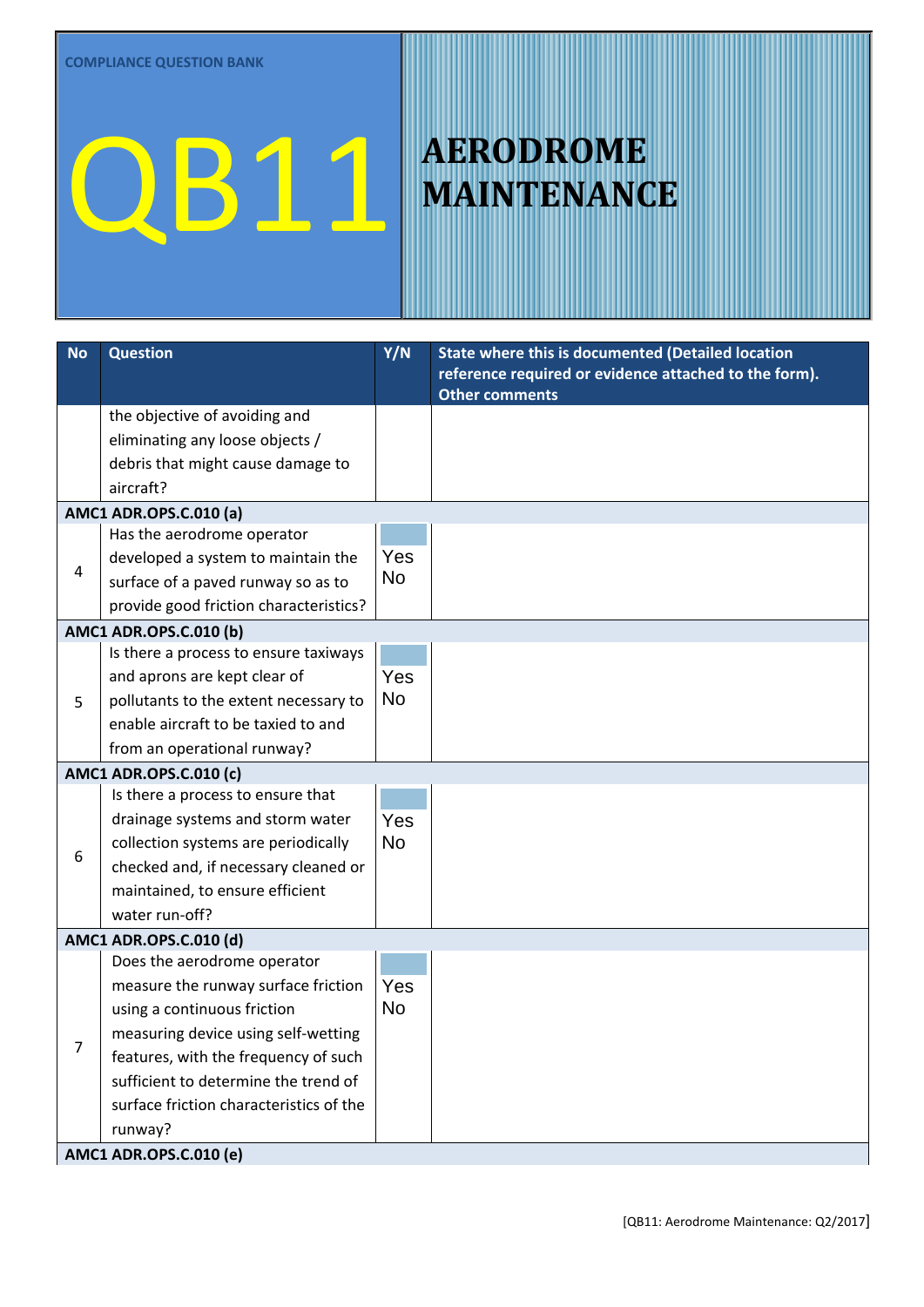COMPLIANCE QUESTION BANK

# QB11 AERODROME MAINTENANCE

| No | Question | Y/N | State where this is documented (Detailed location reference required or evidence attached to the form). Other comments |
|---|---|---|---|
| | the objective of avoiding and eliminating any loose objects / debris that might cause damage to aircraft? | | |
| **AMC1 ADR.OPS.C.010 (a)** | | | |
| 4 | Has the aerodrome operator developed a system to maintain the surface of a paved runway so as to provide good friction characteristics? | Yes No | |
| **AMC1 ADR.OPS.C.010 (b)** | | | |
| 5 | Is there a process to ensure taxiways and aprons are kept clear of pollutants to the extent necessary to enable aircraft to be taxied to and from an operational runway? | Yes No | |
| **AMC1 ADR.OPS.C.010 (c)** | | | |
| 6 | Is there a process to ensure that drainage systems and storm water collection systems are periodically checked and, if necessary cleaned or maintained, to ensure efficient water run-off? | Yes No | |
| **AMC1 ADR.OPS.C.010 (d)** | | | |
| 7 | Does the aerodrome operator measure the runway surface friction using a continuous friction measuring device using self-wetting features, with the frequency of such sufficient to determine the trend of surface friction characteristics of the runway? | Yes No | |
| **AMC1 ADR.OPS.C.010 (e)** | | | |

[QB11: Aerodrome Maintenance: Q2/2017]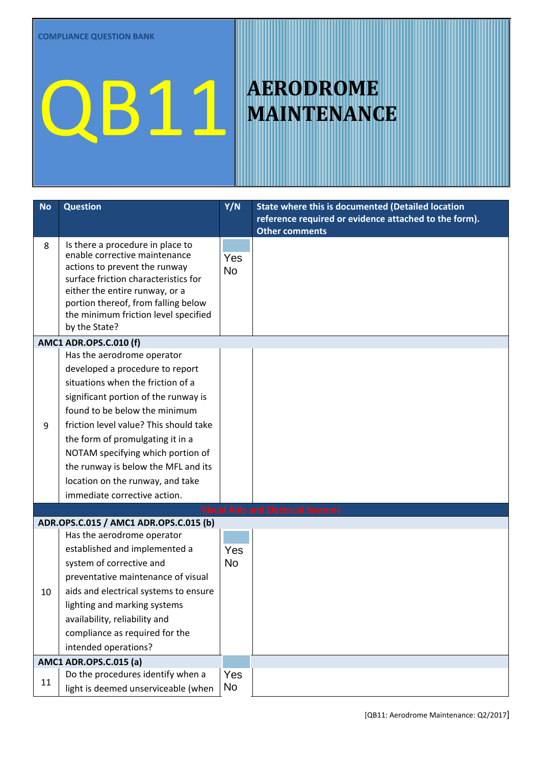COMPLIANCE QUESTION BANK

# QB11

# AERODROME MAINTENANCE

| No | Question | Y/N | State where this is documented (Detailed location reference required or evidence attached to the form). Other comments |
|---|---|---|---|
| 8 | Is there a procedure in place to enable corrective maintenance actions to prevent the runway surface friction characteristics for either the entire runway, or a portion thereof, from falling below the minimum friction level specified by the State? | Yes No | |
| **AMC1 ADR.OPS.C.010 (f)** | | | |
| 9 | Has the aerodrome operator developed a procedure to report situations when the friction of a significant portion of the runway is found to be below the minimum friction level value? This should take the form of promulgating it in a NOTAM specifying which portion of the runway is below the MFL and its location on the runway, and take immediate corrective action. | | |
| **Visual Aids and Electrical Systems** | | | |
| **ADR.OPS.C.015 / AMC1 ADR.OPS.C.015 (b)** | | | |
| 10 | Has the aerodrome operator established and implemented a system of corrective and preventative maintenance of visual aids and electrical systems to ensure lighting and marking systems availability, reliability and compliance as required for the intended operations? | Yes No | |
| **AMC1 ADR.OPS.C.015 (a)** | | | |
| 11 | Do the procedures identify when a light is deemed unserviceable (when | Yes No | |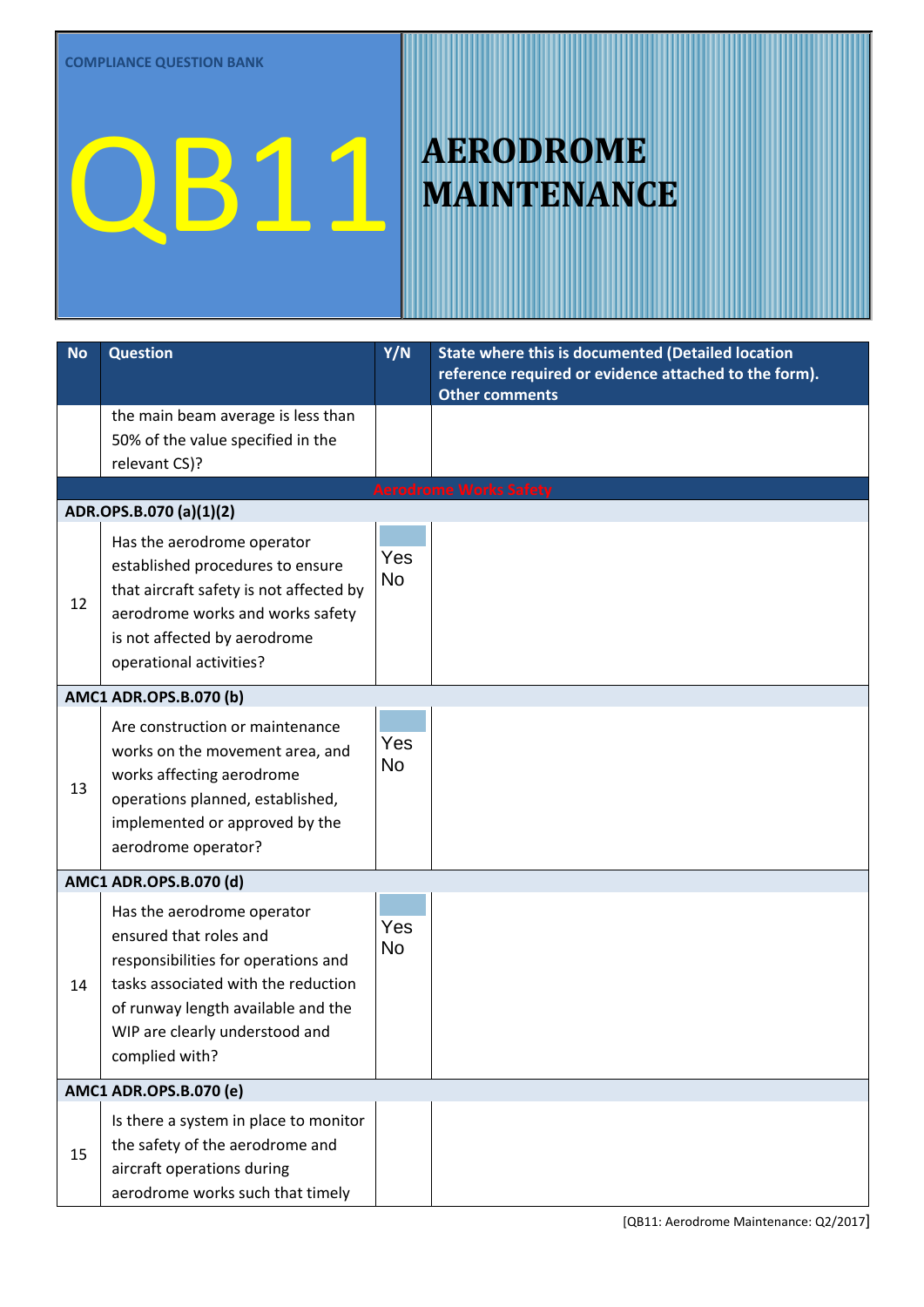COMPLIANCE QUESTION BANK

# QB11 AERODROME MAINTENANCE

| No | Question | Y/N | State where this is documented (Detailed location reference required or evidence attached to the form). Other comments |
|---|---|---|---|
| | the main beam average is less than 50% of the value specified in the relevant CS)? | | |
| | **Aerodrome Works Safety** | | |
| **ADR.OPS.B.070 (a)(1)(2)** | | | |
| 12 | Has the aerodrome operator established procedures to ensure that aircraft safety is not affected by aerodrome works and works safety is not affected by aerodrome operational activities? | Yes No | |
| **AMC1 ADR.OPS.B.070 (b)** | | | |
| 13 | Are construction or maintenance works on the movement area, and works affecting aerodrome operations planned, established, implemented or approved by the aerodrome operator? | Yes No | |
| **AMC1 ADR.OPS.B.070 (d)** | | | |
| 14 | Has the aerodrome operator ensured that roles and responsibilities for operations and tasks associated with the reduction of runway length available and the WIP are clearly understood and complied with? | Yes No | |
| **AMC1 ADR.OPS.B.070 (e)** | | | |
| 15 | Is there a system in place to monitor the safety of the aerodrome and aircraft operations during aerodrome works such that timely | | |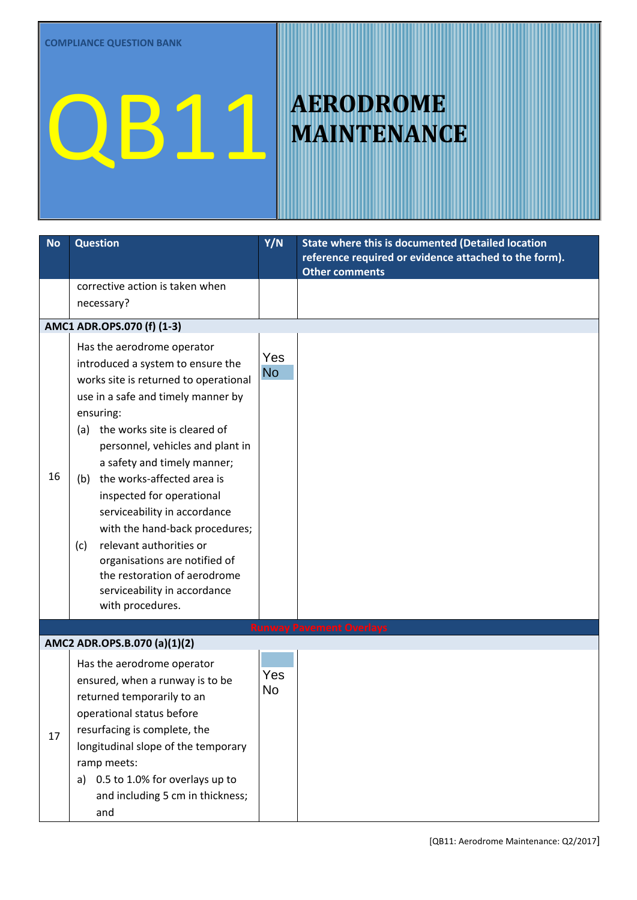COMPLIANCE QUESTION BANK

# QB11 AERODROME MAINTENANCE

| No | Question | Y/N | State where this is documented (Detailed location reference required or evidence attached to the form). Other comments |
|---|---|---|---|
| | corrective action is taken when necessary? | | |
| **AMC1 ADR.OPS.070 (f) (1-3)** | | | |
| 16 | Has the aerodrome operator introduced a system to ensure the works site is returned to operational use in a safe and timely manner by ensuring: (a) the works site is cleared of personnel, vehicles and plant in a safety and timely manner; (b) the works-affected area is inspected for operational serviceability in accordance with the hand-back procedures; (c) relevant authorities or organisations are notified of the restoration of aerodrome serviceability in accordance with procedures. | Yes No | |
| **Runway Pavement Overlays** | | | |
| **AMC2 ADR.OPS.B.070 (a)(1)(2)** | | | |
| 17 | Has the aerodrome operator ensured, when a runway is to be returned temporarily to an operational status before resurfacing is complete, the longitudinal slope of the temporary ramp meets: a) 0.5 to 1.0% for overlays up to and including 5 cm in thickness; and | Yes No | |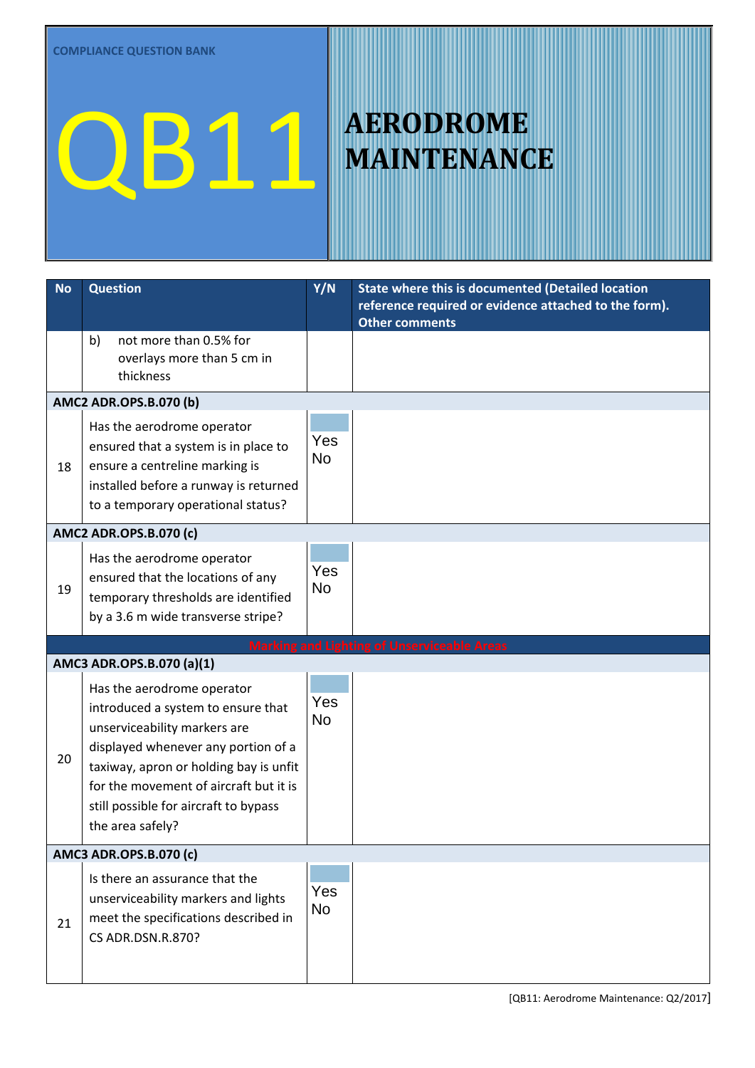COMPLIANCE QUESTION BANK

# QB11

# AERODROME MAINTENANCE

| No | Question | Y/N | State where this is documented (Detailed location reference required or evidence attached to the form). Other comments |
|---|---|---|---|
| | b) not more than 0.5% for overlays more than 5 cm in thickness | | |
| **AMC2 ADR.OPS.B.070 (b)** | | | |
| 18 | Has the aerodrome operator ensured that a system is in place to ensure a centreline marking is installed before a runway is returned to a temporary operational status? | Yes No | |
| **AMC2 ADR.OPS.B.070 (c)** | | | |
| 19 | Has the aerodrome operator ensured that the locations of any temporary thresholds are identified by a 3.6 m wide transverse stripe? | Yes No | |
| **Marking and Lighting of Unserviceable Areas** | | | |
| **AMC3 ADR.OPS.B.070 (a)(1)** | | | |
| 20 | Has the aerodrome operator introduced a system to ensure that unserviceability markers are displayed whenever any portion of a taxiway, apron or holding bay is unfit for the movement of aircraft but it is still possible for aircraft to bypass the area safely? | Yes No | |
| **AMC3 ADR.OPS.B.070 (c)** | | | |
| 21 | Is there an assurance that the unserviceability markers and lights meet the specifications described in CS ADR.DSN.R.870? | Yes No | |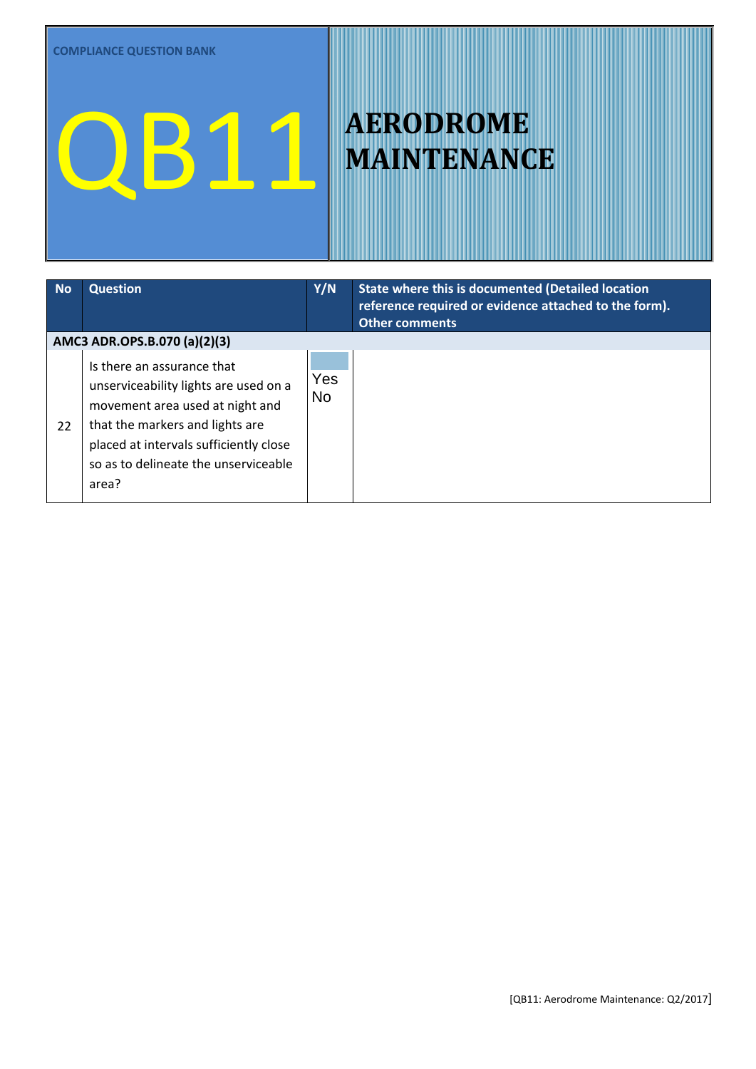COMPLIANCE QUESTION BANK

# QB11 AERODROME MAINTENANCE

| No | Question | Y/N | State where this is documented (Detailed location reference required or evidence attached to the form). Other comments |
|---|---|---|---|
| **AMC3 ADR.OPS.B.070 (a)(2)(3)** | | | |
| 22 | Is there an assurance that unserviceability lights are used on a movement area used at night and that the markers and lights are placed at intervals sufficiently close so as to delineate the unserviceable area? | Yes No | |